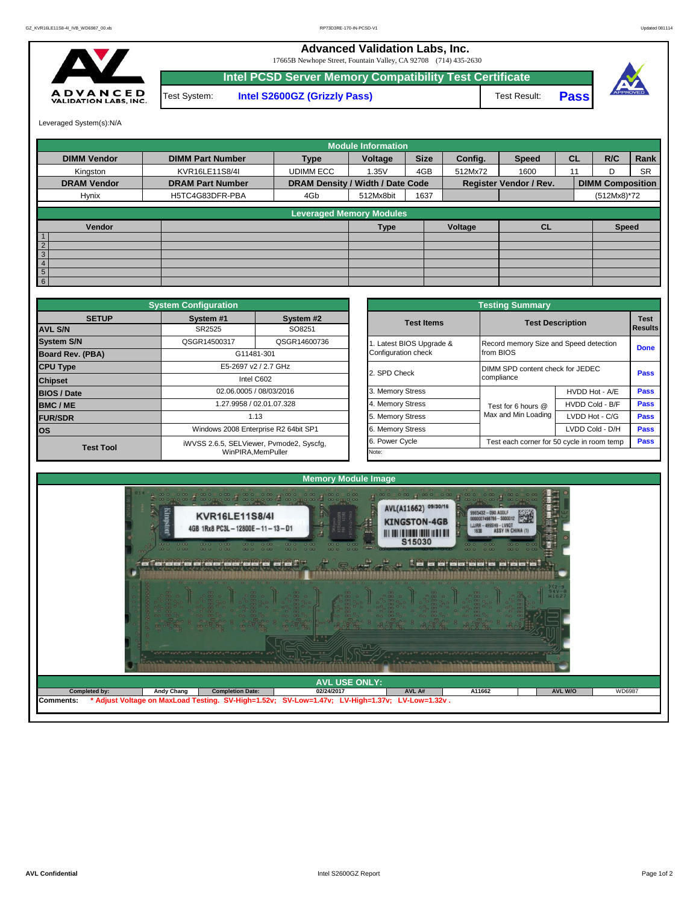# Advanced Validation Labs, Inc.

17665B Newhope Street, Fountain Valley, CA 92708 (714) 435-2630

## Intel PCSD Server Memory Compatibility Test Certificate

Test System: **Intel S2600GZ (Grizzly Pass)** Test Result: **Pass**

Leveraged System(s):N/A

| Module Information | | | | | | | | | |
|---|---|---|---|---|---|---|---|---|---|
| **DIMM Vendor** | **DIMM Part Number** | **Type** | **Voltage** | **Size** | **Config.** | **Speed** | **CL** | **R/C** | **Rank** |
| Kingston | KVR16LE11S8/4I | UDIMM ECC | 1.35V | 4GB | 512Mx72 | 1600 | 11 | D | SR |
| **DRAM Vendor** | **DRAM Part Number** | **DRAM Density / Width / Date Code** | | | **Register Vendor / Rev.** | | | **DIMM Composition** | |
| Hynix | H5TC4G83DFR-PBA | 4Gb | 512Mx8bit | 1637 | | | | (512Mx8)*72 | |

| Leveraged Memory Modules | | | | | | |
|---|---|---|---|---|---|---|
| | **Vendor** | | **Type** | **Voltage** | **CL** | **Speed** |
| 1 | | | | | | |
| 2 | | | | | | |
| 3 | | | | | | |
| 4 | | | | | | |
| 5 | | | | | | |
| 6 | | | | | | |

| System Configuration | | |
|---|---|---|
| **SETUP** | **System #1** | **System #2** |
| **AVL S/N** | SR2525 | SO8251 |
| **System S/N** | QSGR14500317 | QSGR14600736 |
| **Board Rev. (PBA)** | G11481-301 | |
| **CPU Type** | E5-2697 v2 / 2.7 GHz | |
| **Chipset** | Intel C602 | |
| **BIOS / Date** | 02.06.0005 / 08/03/2016 | |
| **BMC / ME** | 1.27.9958 / 02.01.07.328 | |
| **FUR/SDR** | 1.13 | |
| **OS** | Windows 2008 Enterprise R2 64bit SP1 | |
| **Test Tool** | iWVSS 2.6.5, SELViewer, Pvmode2, Syscfg, WinPIRA,MemPuller | |

| Testing Summary | | | |
|---|---|---|---|
| **Test Items** | **Test Description** | | **Test Results** |
| 1. Latest BIOS Upgrade & Configuration check | Record memory Size and Speed detection from BIOS | | **Done** |
| 2. SPD Check | DIMM SPD content check for JEDEC compliance | | **Pass** |
| 3. Memory Stress | Test for 6 hours @ Max and Min Loading | HVDD Hot - A/E | **Pass** |
| 4. Memory Stress | | HVDD Cold - B/F | **Pass** |
| 5. Memory Stress | | LVDD Hot - C/G | **Pass** |
| 6. Memory Stress | | LVDD Cold - D/H | **Pass** |
| 6. Power Cycle | Test each corner for 50 cycle in room temp | | **Pass** |
| Note: | | | |

## Memory Module Image

## AVL USE ONLY:

| Completed by: | Andy Chang | Completion Date: | 02/24/2017 | AVL A# | A11662 | AVL W/O | WD6987 |
|---|---|---|---|---|---|---|---|

**Comments:** * Adjust Voltage on MaxLoad Testing. SV-High=1.52v; SV-Low=1.47v; LV-High=1.37v; LV-Low=1.32v .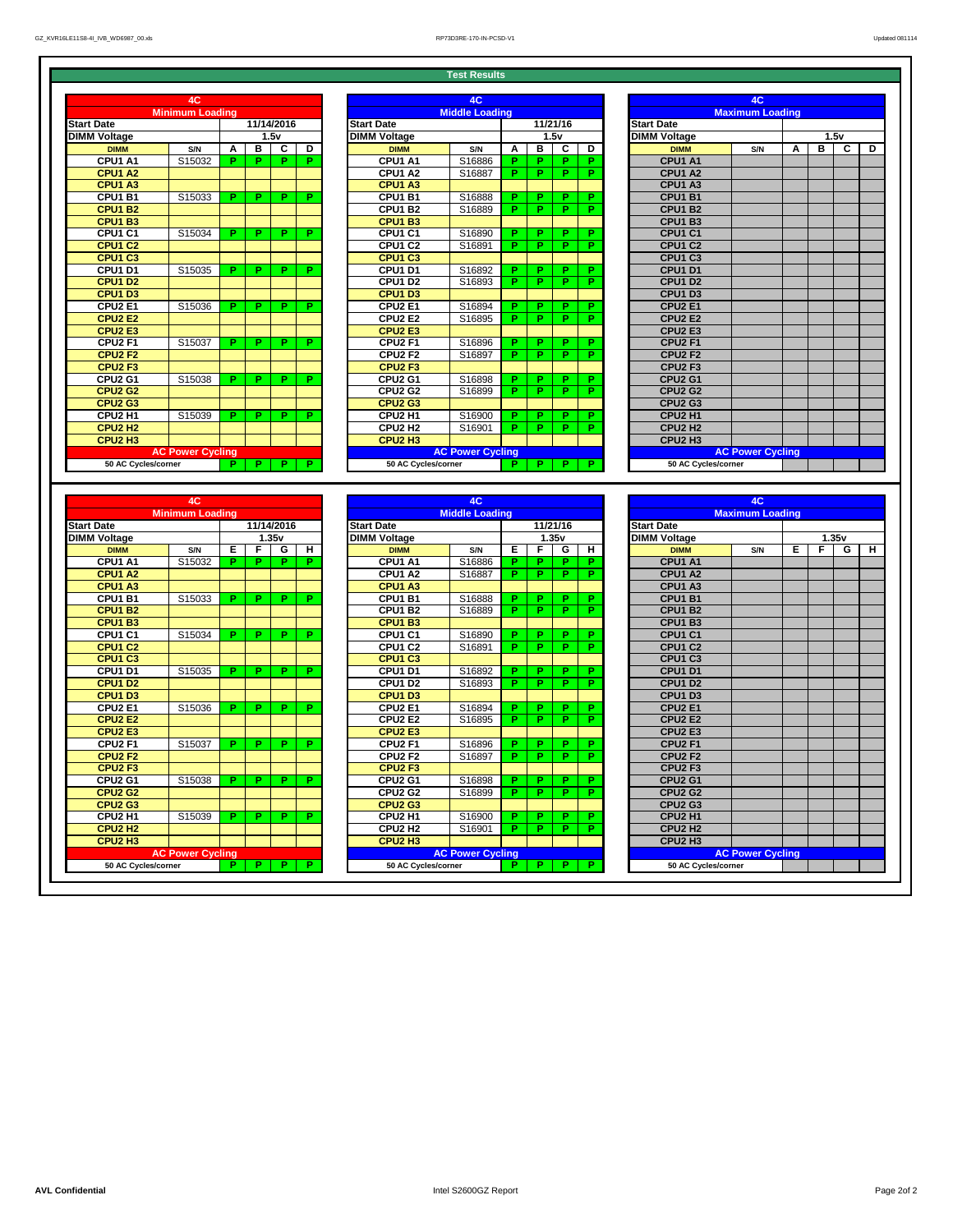# Test Results

## 4C Minimum Loading (1.5v)

| Start Date | | 11/14/2016 | | | |
|---|---|---|---|---|---|
| DIMM Voltage | | 1.5v | | | |
| DIMM | S/N | A | B | C | D |
| CPU1 A1 | S15032 | P | P | P | P |
| CPU1 A2 | | | | | |
| CPU1 A3 | | | | | |
| CPU1 B1 | S15033 | P | P | P | P |
| CPU1 B2 | | | | | |
| CPU1 B3 | | | | | |
| CPU1 C1 | S15034 | P | P | P | P |
| CPU1 C2 | | | | | |
| CPU1 C3 | | | | | |
| CPU1 D1 | S15035 | P | P | P | P |
| CPU1 D2 | | | | | |
| CPU1 D3 | | | | | |
| CPU2 E1 | S15036 | P | P | P | P |
| CPU2 E2 | | | | | |
| CPU2 E3 | | | | | |
| CPU2 F1 | S15037 | P | P | P | P |
| CPU2 F2 | | | | | |
| CPU2 F3 | | | | | |
| CPU2 G1 | S15038 | P | P | P | P |
| CPU2 G2 | | | | | |
| CPU2 G3 | | | | | |
| CPU2 H1 | S15039 | P | P | P | P |
| CPU2 H2 | | | | | |
| CPU2 H3 | | | | | |
| AC Power Cycling | | | | | |
| 50 AC Cycles/corner | | P | P | P | P |

## 4C Middle Loading (1.5v)

| Start Date | | 11/21/16 | | | |
|---|---|---|---|---|---|
| DIMM Voltage | | 1.5v | | | |
| DIMM | S/N | A | B | C | D |
| CPU1 A1 | S16886 | P | P | P | P |
| CPU1 A2 | S16887 | P | P | P | P |
| CPU1 A3 | | | | | |
| CPU1 B1 | S16888 | P | P | P | P |
| CPU1 B2 | S16889 | P | P | P | P |
| CPU1 B3 | | | | | |
| CPU1 C1 | S16890 | P | P | P | P |
| CPU1 C2 | S16891 | P | P | P | P |
| CPU1 C3 | | | | | |
| CPU1 D1 | S16892 | P | P | P | P |
| CPU1 D2 | S16893 | P | P | P | P |
| CPU1 D3 | | | | | |
| CPU2 E1 | S16894 | P | P | P | P |
| CPU2 E2 | S16895 | P | P | P | P |
| CPU2 E3 | | | | | |
| CPU2 F1 | S16896 | P | P | P | P |
| CPU2 F2 | S16897 | P | P | P | P |
| CPU2 F3 | | | | | |
| CPU2 G1 | S16898 | P | P | P | P |
| CPU2 G2 | S16899 | P | P | P | P |
| CPU2 G3 | | | | | |
| CPU2 H1 | S16900 | P | P | P | P |
| CPU2 H2 | S16901 | P | P | P | P |
| CPU2 H3 | | | | | |
| AC Power Cycling | | | | | |
| 50 AC Cycles/corner | | P | P | P | P |

## 4C Maximum Loading (1.5v)

| Start Date | | | | | |
|---|---|---|---|---|---|
| DIMM Voltage | | 1.5v | | | |
| DIMM | S/N | A | B | C | D |
| CPU1 A1 | | | | | |
| CPU1 A2 | | | | | |
| CPU1 A3 | | | | | |
| CPU1 B1 | | | | | |
| CPU1 B2 | | | | | |
| CPU1 B3 | | | | | |
| CPU1 C1 | | | | | |
| CPU1 C2 | | | | | |
| CPU1 C3 | | | | | |
| CPU1 D1 | | | | | |
| CPU1 D2 | | | | | |
| CPU1 D3 | | | | | |
| CPU2 E1 | | | | | |
| CPU2 E2 | | | | | |
| CPU2 E3 | | | | | |
| CPU2 F1 | | | | | |
| CPU2 F2 | | | | | |
| CPU2 F3 | | | | | |
| CPU2 G1 | | | | | |
| CPU2 G2 | | | | | |
| CPU2 G3 | | | | | |
| CPU2 H1 | | | | | |
| CPU2 H2 | | | | | |
| CPU2 H3 | | | | | |
| AC Power Cycling | | | | | |
| 50 AC Cycles/corner | | | | | |

## 4C Minimum Loading (1.35v)

| Start Date | | 11/14/2016 | | | |
|---|---|---|---|---|---|
| DIMM Voltage | | 1.35v | | | |
| DIMM | S/N | E | F | G | H |
| CPU1 A1 | S15032 | P | P | P | P |
| CPU1 A2 | | | | | |
| CPU1 A3 | | | | | |
| CPU1 B1 | S15033 | P | P | P | P |
| CPU1 B2 | | | | | |
| CPU1 B3 | | | | | |
| CPU1 C1 | S15034 | P | P | P | P |
| CPU1 C2 | | | | | |
| CPU1 C3 | | | | | |
| CPU1 D1 | S15035 | P | P | P | P |
| CPU1 D2 | | | | | |
| CPU1 D3 | | | | | |
| CPU2 E1 | S15036 | P | P | P | P |
| CPU2 E2 | | | | | |
| CPU2 E3 | | | | | |
| CPU2 F1 | S15037 | P | P | P | P |
| CPU2 F2 | | | | | |
| CPU2 F3 | | | | | |
| CPU2 G1 | S15038 | P | P | P | P |
| CPU2 G2 | | | | | |
| CPU2 G3 | | | | | |
| CPU2 H1 | S15039 | P | P | P | P |
| CPU2 H2 | | | | | |
| CPU2 H3 | | | | | |
| AC Power Cycling | | | | | |
| 50 AC Cycles/corner | | P | P | P | P |

## 4C Middle Loading (1.35v)

| Start Date | | 11/21/16 | | | |
|---|---|---|---|---|---|
| DIMM Voltage | | 1.35v | | | |
| DIMM | S/N | E | F | G | H |
| CPU1 A1 | S16886 | P | P | P | P |
| CPU1 A2 | S16887 | P | P | P | P |
| CPU1 A3 | | | | | |
| CPU1 B1 | S16888 | P | P | P | P |
| CPU1 B2 | S16889 | P | P | P | P |
| CPU1 B3 | | | | | |
| CPU1 C1 | S16890 | P | P | P | P |
| CPU1 C2 | S16891 | P | P | P | P |
| CPU1 C3 | | | | | |
| CPU1 D1 | S16892 | P | P | P | P |
| CPU1 D2 | S16893 | P | P | P | P |
| CPU1 D3 | | | | | |
| CPU2 E1 | S16894 | P | P | P | P |
| CPU2 E2 | S16895 | P | P | P | P |
| CPU2 E3 | | | | | |
| CPU2 F1 | S16896 | P | P | P | P |
| CPU2 F2 | S16897 | P | P | P | P |
| CPU2 F3 | | | | | |
| CPU2 G1 | S16898 | P | P | P | P |
| CPU2 G2 | S16899 | P | P | P | P |
| CPU2 G3 | | | | | |
| CPU2 H1 | S16900 | P | P | P | P |
| CPU2 H2 | S16901 | P | P | P | P |
| CPU2 H3 | | | | | |
| AC Power Cycling | | | | | |
| 50 AC Cycles/corner | | P | P | P | P |

## 4C Maximum Loading (1.35v)

| Start Date | | | | | |
|---|---|---|---|---|---|
| DIMM Voltage | | 1.35v | | | |
| DIMM | S/N | E | F | G | H |
| CPU1 A1 | | | | | |
| CPU1 A2 | | | | | |
| CPU1 A3 | | | | | |
| CPU1 B1 | | | | | |
| CPU1 B2 | | | | | |
| CPU1 B3 | | | | | |
| CPU1 C1 | | | | | |
| CPU1 C2 | | | | | |
| CPU1 C3 | | | | | |
| CPU1 D1 | | | | | |
| CPU1 D2 | | | | | |
| CPU1 D3 | | | | | |
| CPU2 E1 | | | | | |
| CPU2 E2 | | | | | |
| CPU2 E3 | | | | | |
| CPU2 F1 | | | | | |
| CPU2 F2 | | | | | |
| CPU2 F3 | | | | | |
| CPU2 G1 | | | | | |
| CPU2 G2 | | | | | |
| CPU2 G3 | | | | | |
| CPU2 H1 | | | | | |
| CPU2 H2 | | | | | |
| CPU2 H3 | | | | | |
| AC Power Cycling | | | | | |
| 50 AC Cycles/corner | | | | | |